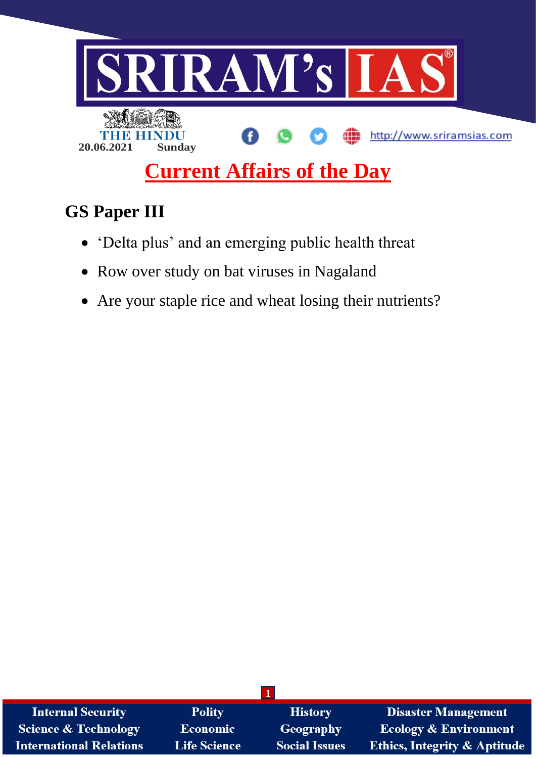20.06.2021 Sunday

# Current Affairs of the Day

## GS Paper III

- 'Delta plus' and an emerging public health threat
- Row over study on bat viruses in Nagaland
- Are your staple rice and wheat losing their nutrients?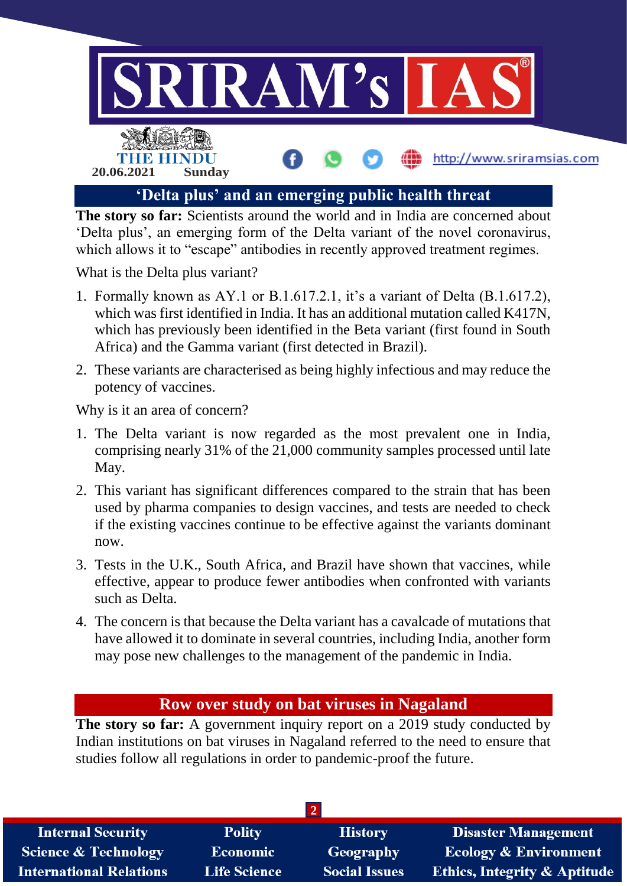## ‘Delta plus’ and an emerging public health threat

**The story so far:** Scientists around the world and in India are concerned about ‘Delta plus’, an emerging form of the Delta variant of the novel coronavirus, which allows it to “escape” antibodies in recently approved treatment regimes.

What is the Delta plus variant?

1. Formally known as AY.1 or B.1.617.2.1, it’s a variant of Delta (B.1.617.2), which was first identified in India. It has an additional mutation called K417N, which has previously been identified in the Beta variant (first found in South Africa) and the Gamma variant (first detected in Brazil).
2. These variants are characterised as being highly infectious and may reduce the potency of vaccines.

Why is it an area of concern?

1. The Delta variant is now regarded as the most prevalent one in India, comprising nearly 31% of the 21,000 community samples processed until late May.
2. This variant has significant differences compared to the strain that has been used by pharma companies to design vaccines, and tests are needed to check if the existing vaccines continue to be effective against the variants dominant now.
3. Tests in the U.K., South Africa, and Brazil have shown that vaccines, while effective, appear to produce fewer antibodies when confronted with variants such as Delta.
4. The concern is that because the Delta variant has a cavalcade of mutations that have allowed it to dominate in several countries, including India, another form may pose new challenges to the management of the pandemic in India.

## Row over study on bat viruses in Nagaland

**The story so far:** A government inquiry report on a 2019 study conducted by Indian institutions on bat viruses in Nagaland referred to the need to ensure that studies follow all regulations in order to pandemic-proof the future.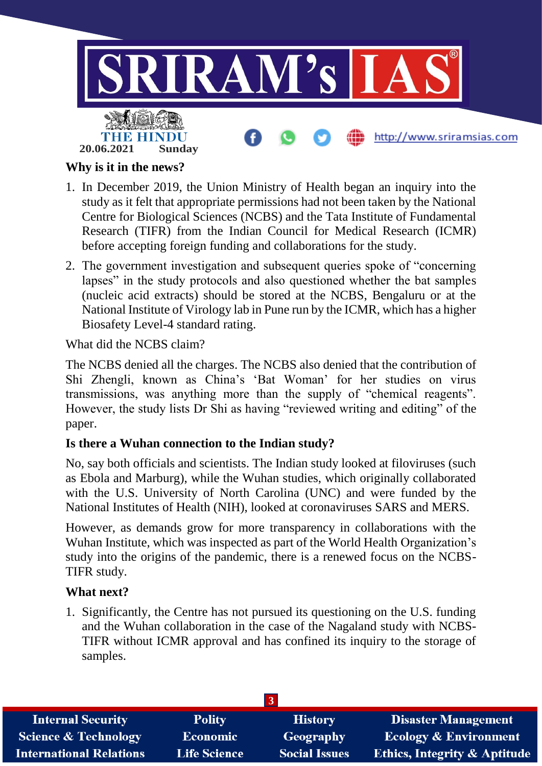**Why is it in the news?**

1. In December 2019, the Union Ministry of Health began an inquiry into the study as it felt that appropriate permissions had not been taken by the National Centre for Biological Sciences (NCBS) and the Tata Institute of Fundamental Research (TIFR) from the Indian Council for Medical Research (ICMR) before accepting foreign funding and collaborations for the study.
2. The government investigation and subsequent queries spoke of "concerning lapses" in the study protocols and also questioned whether the bat samples (nucleic acid extracts) should be stored at the NCBS, Bengaluru or at the National Institute of Virology lab in Pune run by the ICMR, which has a higher Biosafety Level-4 standard rating.

What did the NCBS claim?

The NCBS denied all the charges. The NCBS also denied that the contribution of Shi Zhengli, known as China's 'Bat Woman' for her studies on virus transmissions, was anything more than the supply of "chemical reagents". However, the study lists Dr Shi as having "reviewed writing and editing" of the paper.

**Is there a Wuhan connection to the Indian study?**

No, say both officials and scientists. The Indian study looked at filoviruses (such as Ebola and Marburg), while the Wuhan studies, which originally collaborated with the U.S. University of North Carolina (UNC) and were funded by the National Institutes of Health (NIH), looked at coronaviruses SARS and MERS.

However, as demands grow for more transparency in collaborations with the Wuhan Institute, which was inspected as part of the World Health Organization's study into the origins of the pandemic, there is a renewed focus on the NCBS-TIFR study.

**What next?**

1. Significantly, the Centre has not pursued its questioning on the U.S. funding and the Wuhan collaboration in the case of the Nagaland study with NCBS-TIFR without ICMR approval and has confined its inquiry to the storage of samples.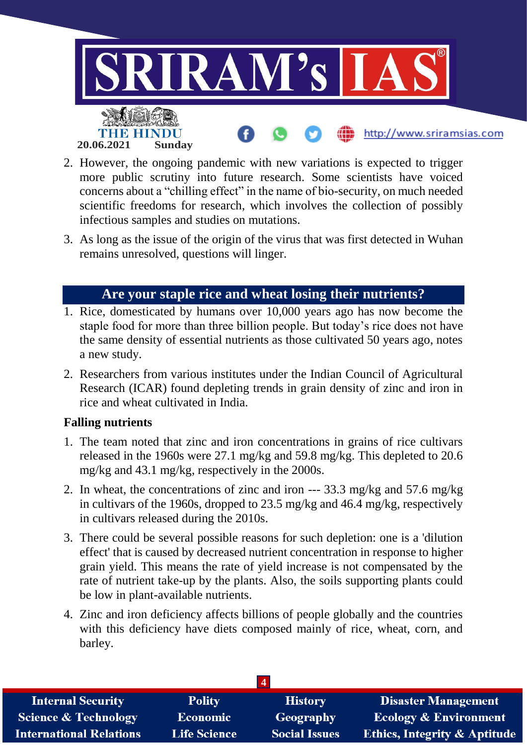2. However, the ongoing pandemic with new variations is expected to trigger more public scrutiny into future research. Some scientists have voiced concerns about a “chilling effect” in the name of bio-security, on much needed scientific freedoms for research, which involves the collection of possibly infectious samples and studies on mutations.
3. As long as the issue of the origin of the virus that was first detected in Wuhan remains unresolved, questions will linger.

## Are your staple rice and wheat losing their nutrients?

1. Rice, domesticated by humans over 10,000 years ago has now become the staple food for more than three billion people. But today’s rice does not have the same density of essential nutrients as those cultivated 50 years ago, notes a new study.
2. Researchers from various institutes under the Indian Council of Agricultural Research (ICAR) found depleting trends in grain density of zinc and iron in rice and wheat cultivated in India.

**Falling nutrients**

1. The team noted that zinc and iron concentrations in grains of rice cultivars released in the 1960s were 27.1 mg/kg and 59.8 mg/kg. This depleted to 20.6 mg/kg and 43.1 mg/kg, respectively in the 2000s.
2. In wheat, the concentrations of zinc and iron --- 33.3 mg/kg and 57.6 mg/kg in cultivars of the 1960s, dropped to 23.5 mg/kg and 46.4 mg/kg, respectively in cultivars released during the 2010s.
3. There could be several possible reasons for such depletion: one is a 'dilution effect' that is caused by decreased nutrient concentration in response to higher grain yield. This means the rate of yield increase is not compensated by the rate of nutrient take-up by the plants. Also, the soils supporting plants could be low in plant-available nutrients.
4. Zinc and iron deficiency affects billions of people globally and the countries with this deficiency have diets composed mainly of rice, wheat, corn, and barley.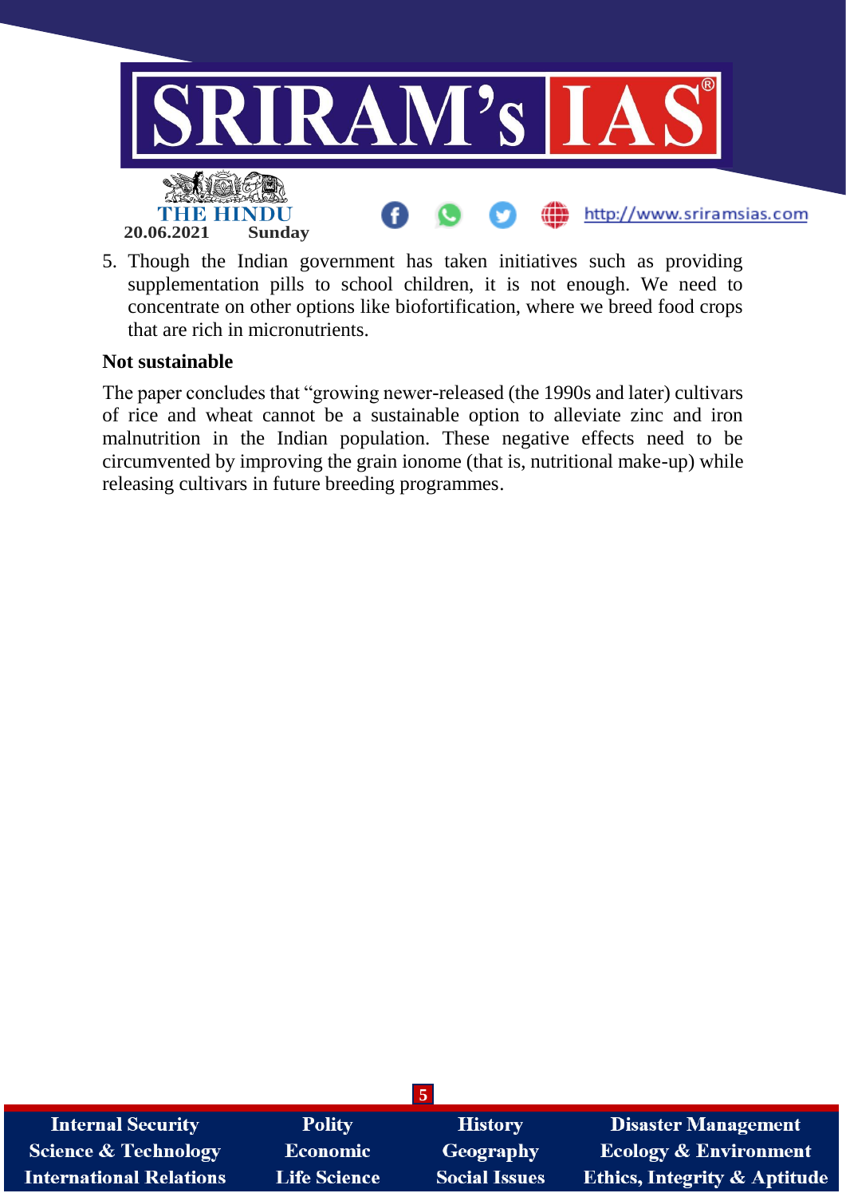5. Though the Indian government has taken initiatives such as providing supplementation pills to school children, it is not enough. We need to concentrate on other options like biofortification, where we breed food crops that are rich in micronutrients.

**Not sustainable**

The paper concludes that "growing newer-released (the 1990s and later) cultivars of rice and wheat cannot be a sustainable option to alleviate zinc and iron malnutrition in the Indian population. These negative effects need to be circumvented by improving the grain ionome (that is, nutritional make-up) while releasing cultivars in future breeding programmes.